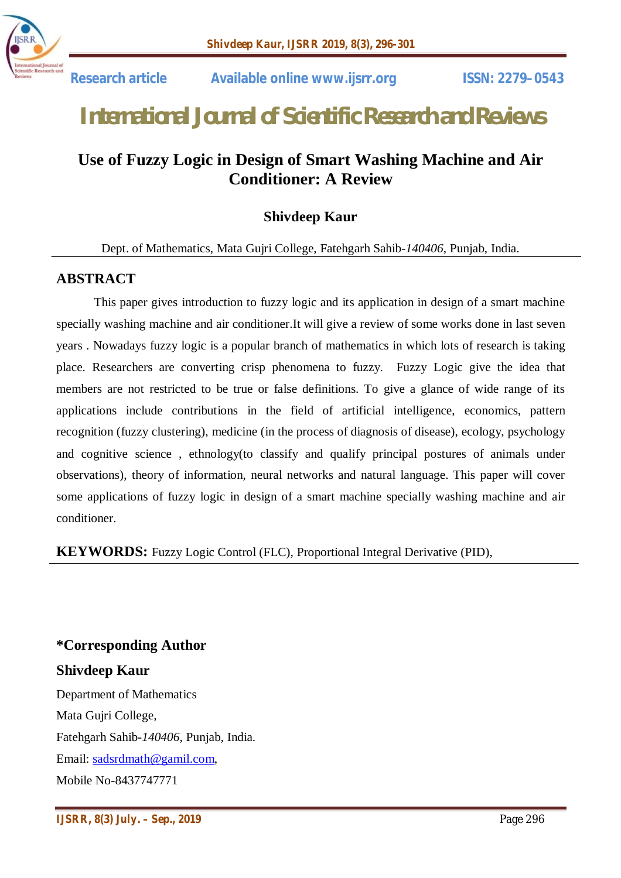Research article Available online www.ijsrr.org ISSN: 2279–0543

# International Journal of Scientific Research and Reviews

## Use of Fuzzy Logic in Design of Smart Washing Machine and Air Conditioner: A Review

**Shivdeep Kaur**

Dept. of Mathematics, Mata Gujri College, Fatehgarh Sahib-*140406*, Punjab, India.

## ABSTRACT

This paper gives introduction to fuzzy logic and its application in design of a smart machine specially washing machine and air conditioner.It will give a review of some works done in last seven years . Nowadays fuzzy logic is a popular branch of mathematics in which lots of research is taking place. Researchers are converting crisp phenomena to fuzzy. Fuzzy Logic give the idea that members are not restricted to be true or false definitions. To give a glance of wide range of its applications include contributions in the field of artificial intelligence, economics, pattern recognition (fuzzy clustering), medicine (in the process of diagnosis of disease), ecology, psychology and cognitive science , ethnology(to classify and qualify principal postures of animals under observations), theory of information, neural networks and natural language. This paper will cover some applications of fuzzy logic in design of a smart machine specially washing machine and air conditioner.

**KEYWORDS:** Fuzzy Logic Control (FLC), Proportional Integral Derivative (PID),

**\*Corresponding Author**

**Shivdeep Kaur**

Department of Mathematics

Mata Gujri College,

Fatehgarh Sahib-*140406*, Punjab, India.

Email: sadsrdmath@gamil.com,

Mobile No-8437747771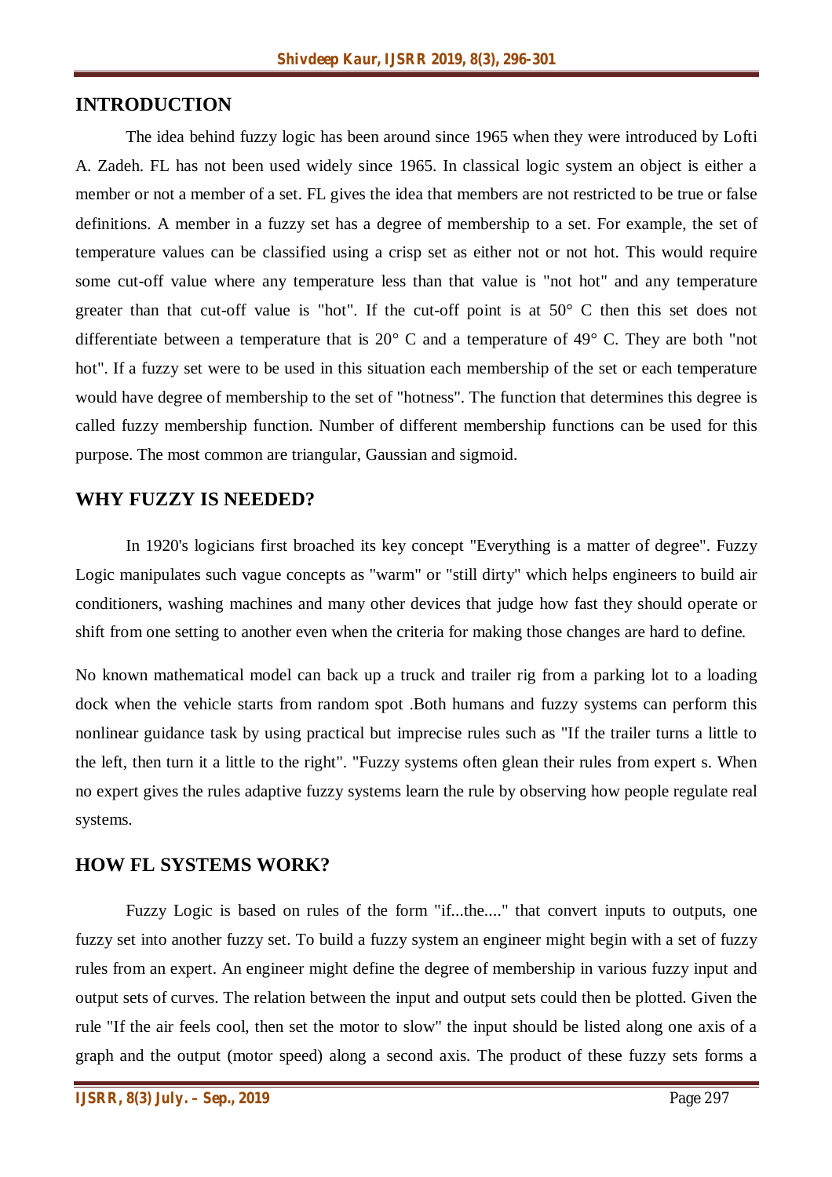## INTRODUCTION

The idea behind fuzzy logic has been around since 1965 when they were introduced by Lofti A. Zadeh. FL has not been used widely since 1965. In classical logic system an object is either a member or not a member of a set. FL gives the idea that members are not restricted to be true or false definitions. A member in a fuzzy set has a degree of membership to a set. For example, the set of temperature values can be classified using a crisp set as either not or not hot. This would require some cut-off value where any temperature less than that value is "not hot" and any temperature greater than that cut-off value is "hot". If the cut-off point is at 50° C then this set does not differentiate between a temperature that is 20° C and a temperature of 49° C. They are both "not hot". If a fuzzy set were to be used in this situation each membership of the set or each temperature would have degree of membership to the set of "hotness". The function that determines this degree is called fuzzy membership function. Number of different membership functions can be used for this purpose. The most common are triangular, Gaussian and sigmoid.

## WHY FUZZY IS NEEDED?

In 1920's logicians first broached its key concept "Everything is a matter of degree". Fuzzy Logic manipulates such vague concepts as "warm" or "still dirty" which helps engineers to build air conditioners, washing machines and many other devices that judge how fast they should operate or shift from one setting to another even when the criteria for making those changes are hard to define.

No known mathematical model can back up a truck and trailer rig from a parking lot to a loading dock when the vehicle starts from random spot .Both humans and fuzzy systems can perform this nonlinear guidance task by using practical but imprecise rules such as "If the trailer turns a little to the left, then turn it a little to the right". "Fuzzy systems often glean their rules from expert s. When no expert gives the rules adaptive fuzzy systems learn the rule by observing how people regulate real systems.

## HOW FL SYSTEMS WORK?

Fuzzy Logic is based on rules of the form "if...the...." that convert inputs to outputs, one fuzzy set into another fuzzy set. To build a fuzzy system an engineer might begin with a set of fuzzy rules from an expert. An engineer might define the degree of membership in various fuzzy input and output sets of curves. The relation between the input and output sets could then be plotted. Given the rule "If the air feels cool, then set the motor to slow" the input should be listed along one axis of a graph and the output (motor speed) along a second axis. The product of these fuzzy sets forms a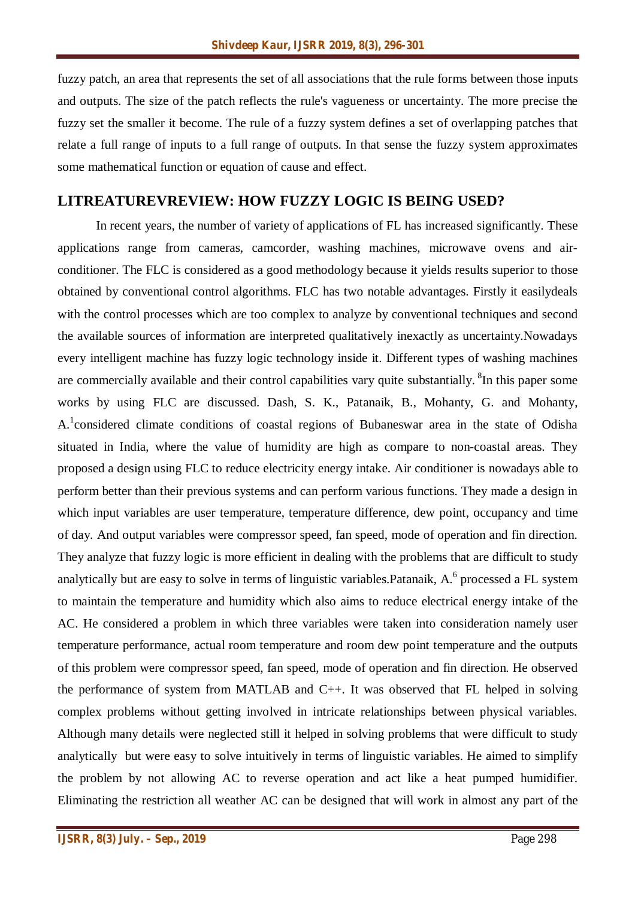fuzzy patch, an area that represents the set of all associations that the rule forms between those inputs and outputs. The size of the patch reflects the rule's vagueness or uncertainty. The more precise the fuzzy set the smaller it become. The rule of a fuzzy system defines a set of overlapping patches that relate a full range of inputs to a full range of outputs. In that sense the fuzzy system approximates some mathematical function or equation of cause and effect.

## LITREATUREVREVIEW: HOW FUZZY LOGIC IS BEING USED?

In recent years, the number of variety of applications of FL has increased significantly. These applications range from cameras, camcorder, washing machines, microwave ovens and air-conditioner. The FLC is considered as a good methodology because it yields results superior to those obtained by conventional control algorithms. FLC has two notable advantages. Firstly it easilydeals with the control processes which are too complex to analyze by conventional techniques and second the available sources of information are interpreted qualitatively inexactly as uncertainty.Nowadays every intelligent machine has fuzzy logic technology inside it. Different types of washing machines are commercially available and their control capabilities vary quite substantially. [8]In this paper some works by using FLC are discussed. Dash, S. K., Patanaik, B., Mohanty, G. and Mohanty, A.[1]considered climate conditions of coastal regions of Bubaneswar area in the state of Odisha situated in India, where the value of humidity are high as compare to non-coastal areas. They proposed a design using FLC to reduce electricity energy intake. Air conditioner is nowadays able to perform better than their previous systems and can perform various functions. They made a design in which input variables are user temperature, temperature difference, dew point, occupancy and time of day. And output variables were compressor speed, fan speed, mode of operation and fin direction. They analyze that fuzzy logic is more efficient in dealing with the problems that are difficult to study analytically but are easy to solve in terms of linguistic variables.Patanaik, A.[6] processed a FL system to maintain the temperature and humidity which also aims to reduce electrical energy intake of the AC. He considered a problem in which three variables were taken into consideration namely user temperature performance, actual room temperature and room dew point temperature and the outputs of this problem were compressor speed, fan speed, mode of operation and fin direction. He observed the performance of system from MATLAB and C++. It was observed that FL helped in solving complex problems without getting involved in intricate relationships between physical variables. Although many details were neglected still it helped in solving problems that were difficult to study analytically but were easy to solve intuitively in terms of linguistic variables. He aimed to simplify the problem by not allowing AC to reverse operation and act like a heat pumped humidifier. Eliminating the restriction all weather AC can be designed that will work in almost any part of the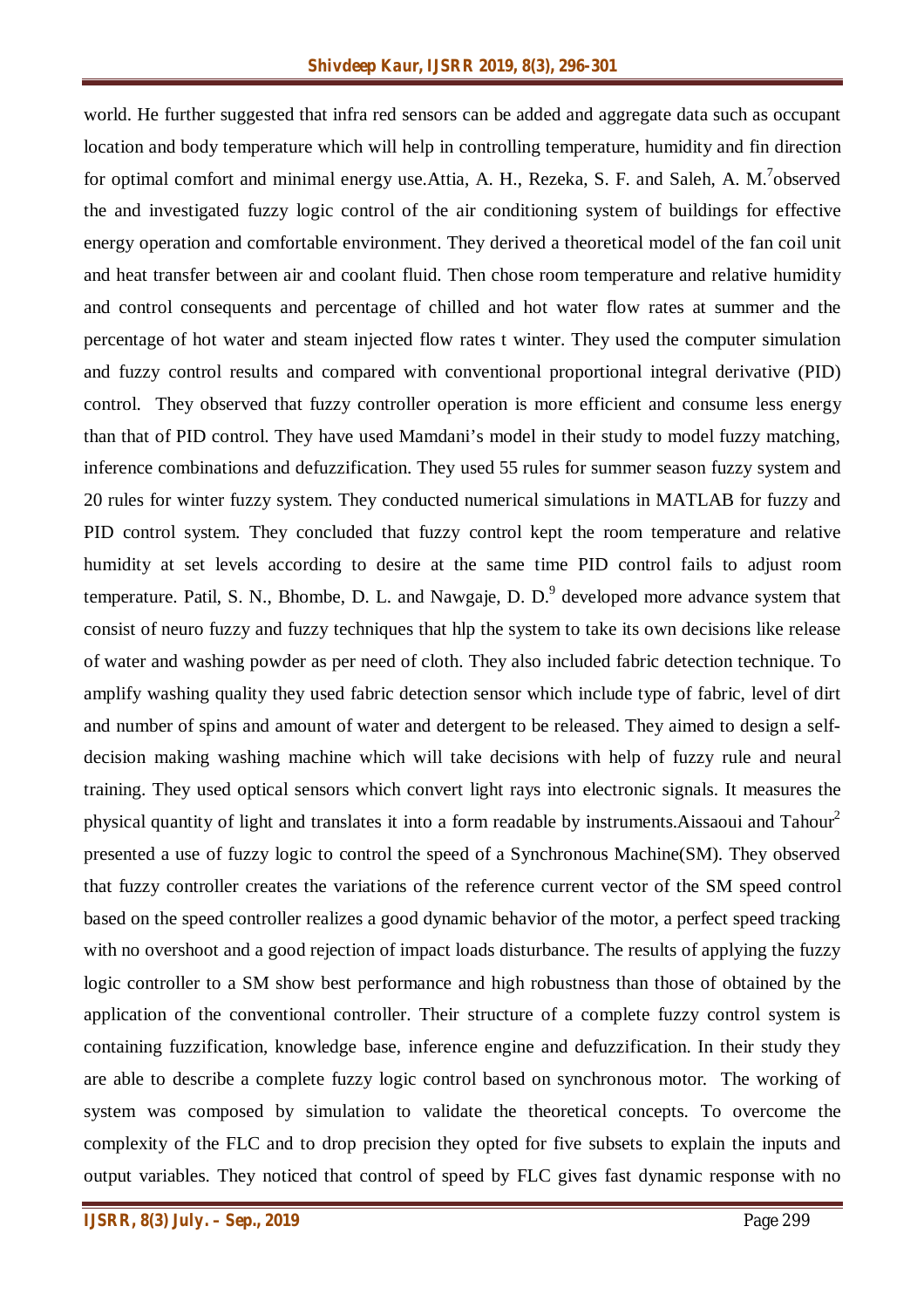world. He further suggested that infra red sensors can be added and aggregate data such as occupant location and body temperature which will help in controlling temperature, humidity and fin direction for optimal comfort and minimal energy use.Attia, A. H., Rezeka, S. F. and Saleh, A. M.[7]observed the and investigated fuzzy logic control of the air conditioning system of buildings for effective energy operation and comfortable environment. They derived a theoretical model of the fan coil unit and heat transfer between air and coolant fluid. Then chose room temperature and relative humidity and control consequents and percentage of chilled and hot water flow rates at summer and the percentage of hot water and steam injected flow rates t winter. They used the computer simulation and fuzzy control results and compared with conventional proportional integral derivative (PID) control. They observed that fuzzy controller operation is more efficient and consume less energy than that of PID control. They have used Mamdani's model in their study to model fuzzy matching, inference combinations and defuzzification. They used 55 rules for summer season fuzzy system and 20 rules for winter fuzzy system. They conducted numerical simulations in MATLAB for fuzzy and PID control system. They concluded that fuzzy control kept the room temperature and relative humidity at set levels according to desire at the same time PID control fails to adjust room temperature. Patil, S. N., Bhombe, D. L. and Nawgaje, D. D.[9] developed more advance system that consist of neuro fuzzy and fuzzy techniques that hlp the system to take its own decisions like release of water and washing powder as per need of cloth. They also included fabric detection technique. To amplify washing quality they used fabric detection sensor which include type of fabric, level of dirt and number of spins and amount of water and detergent to be released. They aimed to design a self-decision making washing machine which will take decisions with help of fuzzy rule and neural training. They used optical sensors which convert light rays into electronic signals. It measures the physical quantity of light and translates it into a form readable by instruments.Aissaoui and Tahour[2] presented a use of fuzzy logic to control the speed of a Synchronous Machine(SM). They observed that fuzzy controller creates the variations of the reference current vector of the SM speed control based on the speed controller realizes a good dynamic behavior of the motor, a perfect speed tracking with no overshoot and a good rejection of impact loads disturbance. The results of applying the fuzzy logic controller to a SM show best performance and high robustness than those of obtained by the application of the conventional controller. Their structure of a complete fuzzy control system is containing fuzzification, knowledge base, inference engine and defuzzification. In their study they are able to describe a complete fuzzy logic control based on synchronous motor. The working of system was composed by simulation to validate the theoretical concepts. To overcome the complexity of the FLC and to drop precision they opted for five subsets to explain the inputs and output variables. They noticed that control of speed by FLC gives fast dynamic response with no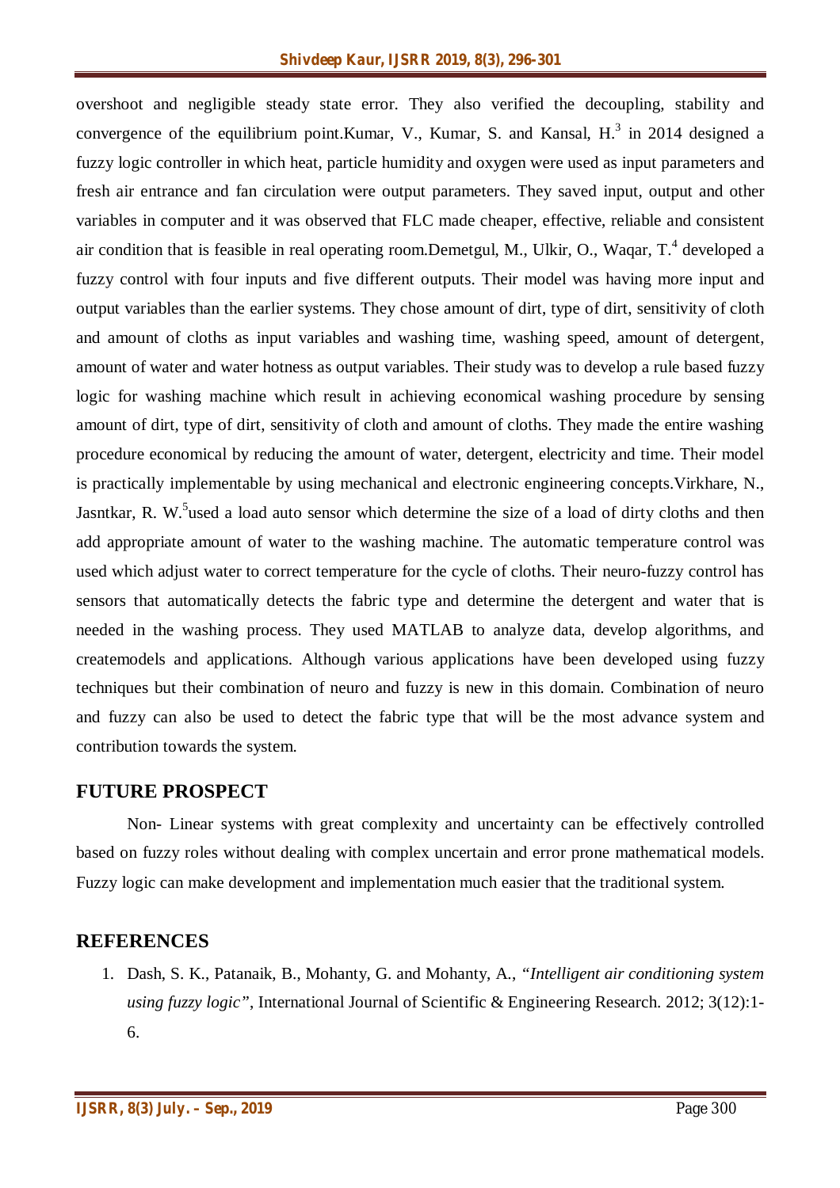overshoot and negligible steady state error. They also verified the decoupling, stability and convergence of the equilibrium point.Kumar, V., Kumar, S. and Kansal, H.[3] in 2014 designed a fuzzy logic controller in which heat, particle humidity and oxygen were used as input parameters and fresh air entrance and fan circulation were output parameters. They saved input, output and other variables in computer and it was observed that FLC made cheaper, effective, reliable and consistent air condition that is feasible in real operating room.Demetgul, M., Ulkir, O., Waqar, T.[4] developed a fuzzy control with four inputs and five different outputs. Their model was having more input and output variables than the earlier systems. They chose amount of dirt, type of dirt, sensitivity of cloth and amount of cloths as input variables and washing time, washing speed, amount of detergent, amount of water and water hotness as output variables. Their study was to develop a rule based fuzzy logic for washing machine which result in achieving economical washing procedure by sensing amount of dirt, type of dirt, sensitivity of cloth and amount of cloths. They made the entire washing procedure economical by reducing the amount of water, detergent, electricity and time. Their model is practically implementable by using mechanical and electronic engineering concepts.Virkhare, N., Jasntkar, R. W.[5]used a load auto sensor which determine the size of a load of dirty cloths and then add appropriate amount of water to the washing machine. The automatic temperature control was used which adjust water to correct temperature for the cycle of cloths. Their neuro-fuzzy control has sensors that automatically detects the fabric type and determine the detergent and water that is needed in the washing process. They used MATLAB to analyze data, develop algorithms, and createmodels and applications. Although various applications have been developed using fuzzy techniques but their combination of neuro and fuzzy is new in this domain. Combination of neuro and fuzzy can also be used to detect the fabric type that will be the most advance system and contribution towards the system.

## FUTURE PROSPECT

Non- Linear systems with great complexity and uncertainty can be effectively controlled based on fuzzy roles without dealing with complex uncertain and error prone mathematical models. Fuzzy logic can make development and implementation much easier that the traditional system.

## REFERENCES

1. Dash, S. K., Patanaik, B., Mohanty, G. and Mohanty, A., *"Intelligent air conditioning system using fuzzy logic"*, International Journal of Scientific & Engineering Research. 2012; 3(12):1-6.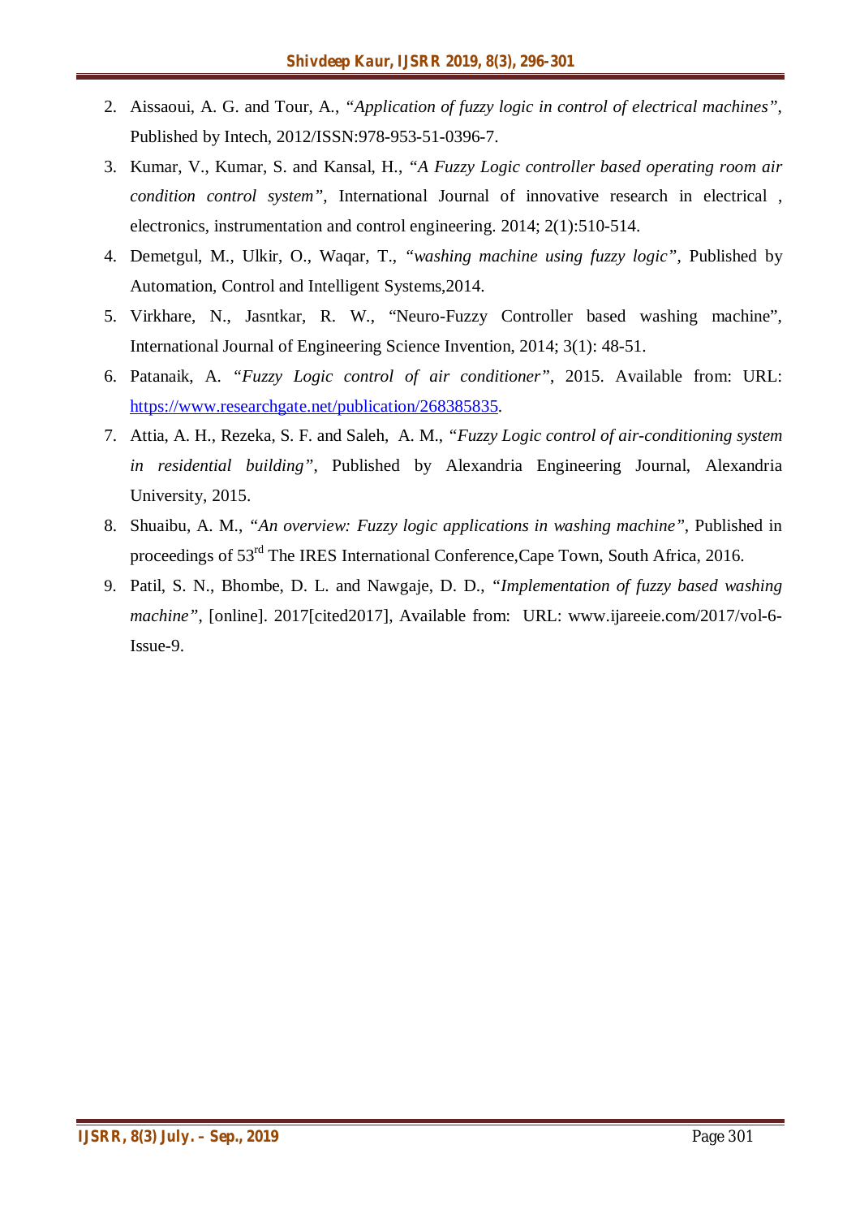2. Aissaoui, A. G. and Tour, A., *"Application of fuzzy logic in control of electrical machines"*, Published by Intech, 2012/ISSN:978-953-51-0396-7.
3. Kumar, V., Kumar, S. and Kansal, H., *"A Fuzzy Logic controller based operating room air condition control system"*, International Journal of innovative research in electrical , electronics, instrumentation and control engineering. 2014; 2(1):510-514.
4. Demetgul, M., Ulkir, O., Waqar, T., *"washing machine using fuzzy logic"*, Published by Automation, Control and Intelligent Systems,2014.
5. Virkhare, N., Jasntkar, R. W., "Neuro-Fuzzy Controller based washing machine", International Journal of Engineering Science Invention, 2014; 3(1): 48-51.
6. Patanaik, A. *"Fuzzy Logic control of air conditioner"*, 2015. Available from: URL: [https://www.researchgate.net/publication/268385835](https://www.researchgate.net/publication/268385835).
7. Attia, A. H., Rezeka, S. F. and Saleh, A. M., *"Fuzzy Logic control of air-conditioning system in residential building"*, Published by Alexandria Engineering Journal, Alexandria University, 2015.
8. Shuaibu, A. M., *"An overview: Fuzzy logic applications in washing machine"*, Published in proceedings of 53rd The IRES International Conference,Cape Town, South Africa, 2016.
9. Patil, S. N., Bhombe, D. L. and Nawgaje, D. D., *"Implementation of fuzzy based washing machine"*, [online]. 2017[cited2017], Available from: URL: www.ijareeie.com/2017/vol-6-Issue-9.